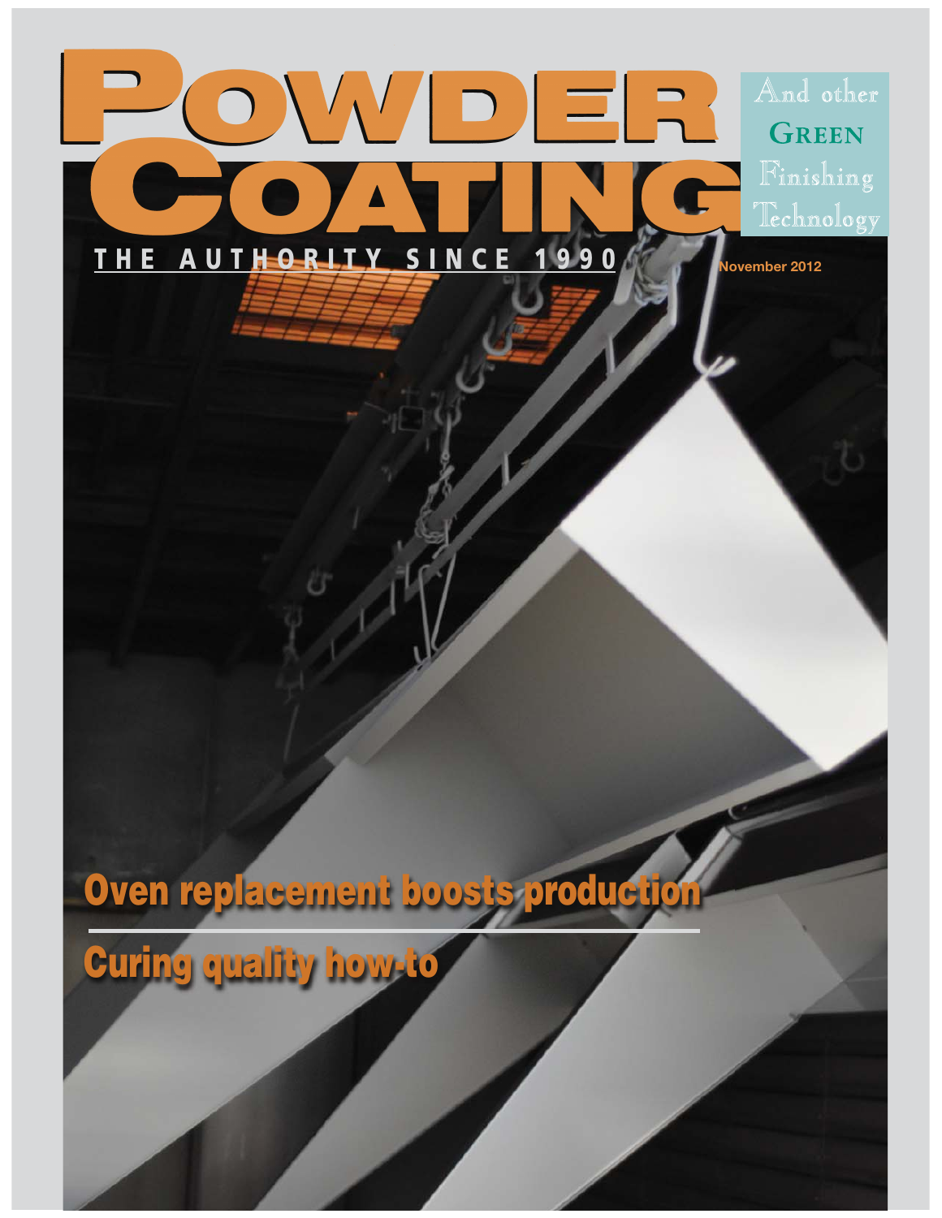# Powder Coating

And other Green Finishing Technology

THE AUTHORITY SINCE 1990

November 2012

## Oven replacement boosts production

## Curing quality how-to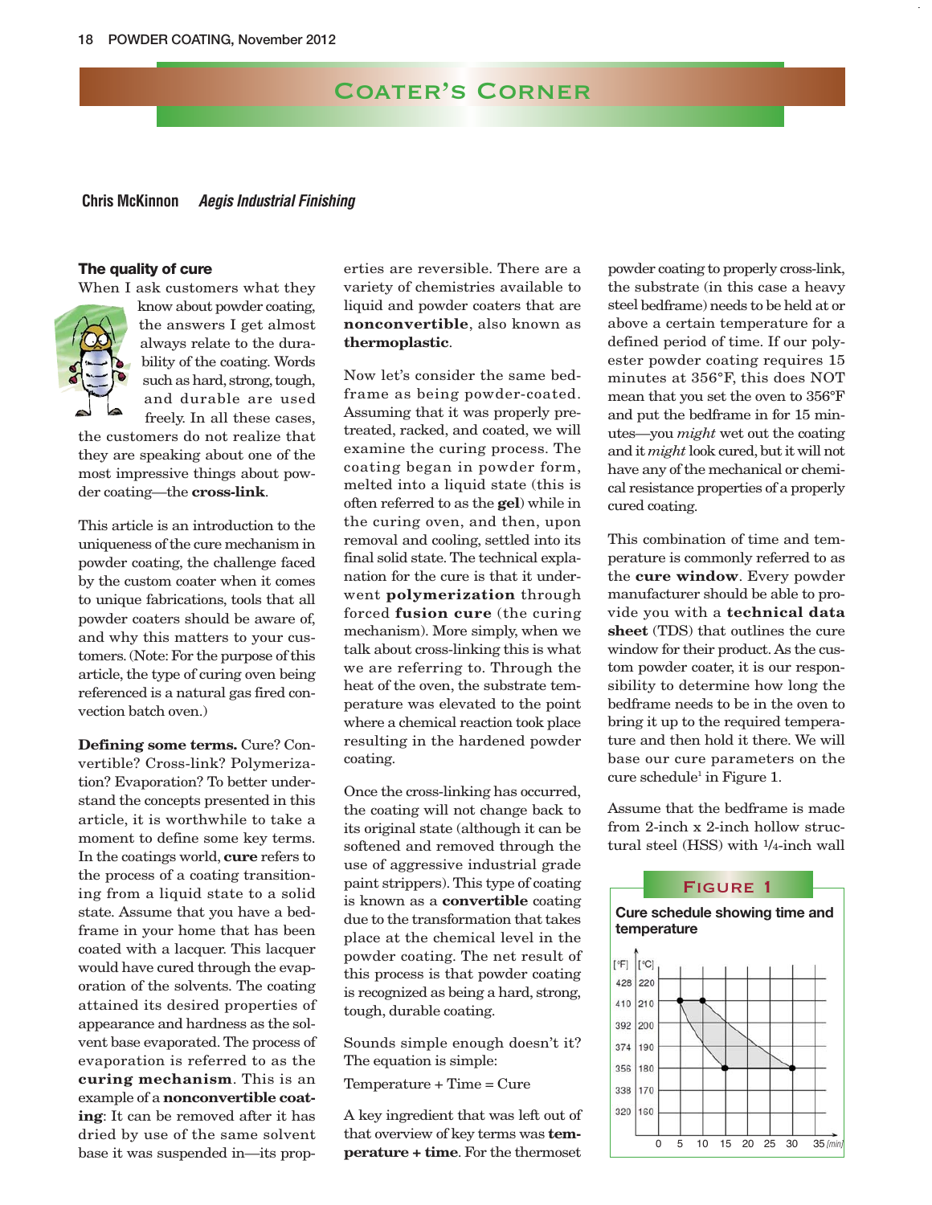# Coater's Corner

**Chris McKinnon** *Aegis Industrial Finishing*

## The quality of cure

When I ask customers what they know about powder coating, the answers I get almost always relate to the durability of the coating. Words such as hard, strong, tough, and durable are used freely. In all these cases, the customers do not realize that they are speaking about one of the most impressive things about powder coating—the **cross-link**.

This article is an introduction to the uniqueness of the cure mechanism in powder coating, the challenge faced by the custom coater when it comes to unique fabrications, tools that all powder coaters should be aware of, and why this matters to your customers. (Note: For the purpose of this article, the type of curing oven being referenced is a natural gas fired convection batch oven.)

**Defining some terms.** Cure? Convertible? Cross-link? Polymerization? Evaporation? To better understand the concepts presented in this article, it is worthwhile to take a moment to define some key terms. In the coatings world, **cure** refers to the process of a coating transitioning from a liquid state to a solid state. Assume that you have a bedframe in your home that has been coated with a lacquer. This lacquer would have cured through the evaporation of the solvents. The coating attained its desired properties of appearance and hardness as the solvent base evaporated. The process of evaporation is referred to as the **curing mechanism**. This is an example of a **nonconvertible coating**: It can be removed after it has dried by use of the same solvent base it was suspended in—its properties are reversible. There are a variety of chemistries available to liquid and powder coaters that are **nonconvertible**, also known as **thermoplastic**.

Now let's consider the same bedframe as being powder-coated. Assuming that it was properly pretreated, racked, and coated, we will examine the curing process. The coating began in powder form, melted into a liquid state (this is often referred to as the **gel**) while in the curing oven, and then, upon removal and cooling, settled into its final solid state. The technical explanation for the cure is that it underwent **polymerization** through forced **fusion cure** (the curing mechanism). More simply, when we talk about cross-linking this is what we are referring to. Through the heat of the oven, the substrate temperature was elevated to the point where a chemical reaction took place resulting in the hardened powder coating.

Once the cross-linking has occurred, the coating will not change back to its original state (although it can be softened and removed through the use of aggressive industrial grade paint strippers). This type of coating is known as a **convertible** coating due to the transformation that takes place at the chemical level in the powder coating. The net result of this process is that powder coating is recognized as being a hard, strong, tough, durable coating.

Sounds simple enough doesn't it? The equation is simple:

Temperature + Time = Cure

A key ingredient that was left out of that overview of key terms was **temperature + time**. For the thermoset powder coating to properly cross-link, the substrate (in this case a heavy steel bedframe) needs to be held at or above a certain temperature for a defined period of time. If our polyester powder coating requires 15 minutes at 356°F, this does NOT mean that you set the oven to 356°F and put the bedframe in for 15 minutes—you *might* wet out the coating and it *might* look cured, but it will not have any of the mechanical or chemical resistance properties of a properly cured coating.

This combination of time and temperature is commonly referred to as the **cure window**. Every powder manufacturer should be able to provide you with a **technical data sheet** (TDS) that outlines the cure window for their product. As the custom powder coater, it is our responsibility to determine how long the bedframe needs to be in the oven to bring it up to the required temperature and then hold it there. We will base our cure parameters on the cure schedule[1] in Figure 1.

Assume that the bedframe is made from 2-inch x 2-inch hollow structural steel (HSS) with 1/4-inch wall

**Figure 1**

Cure schedule showing time and temperature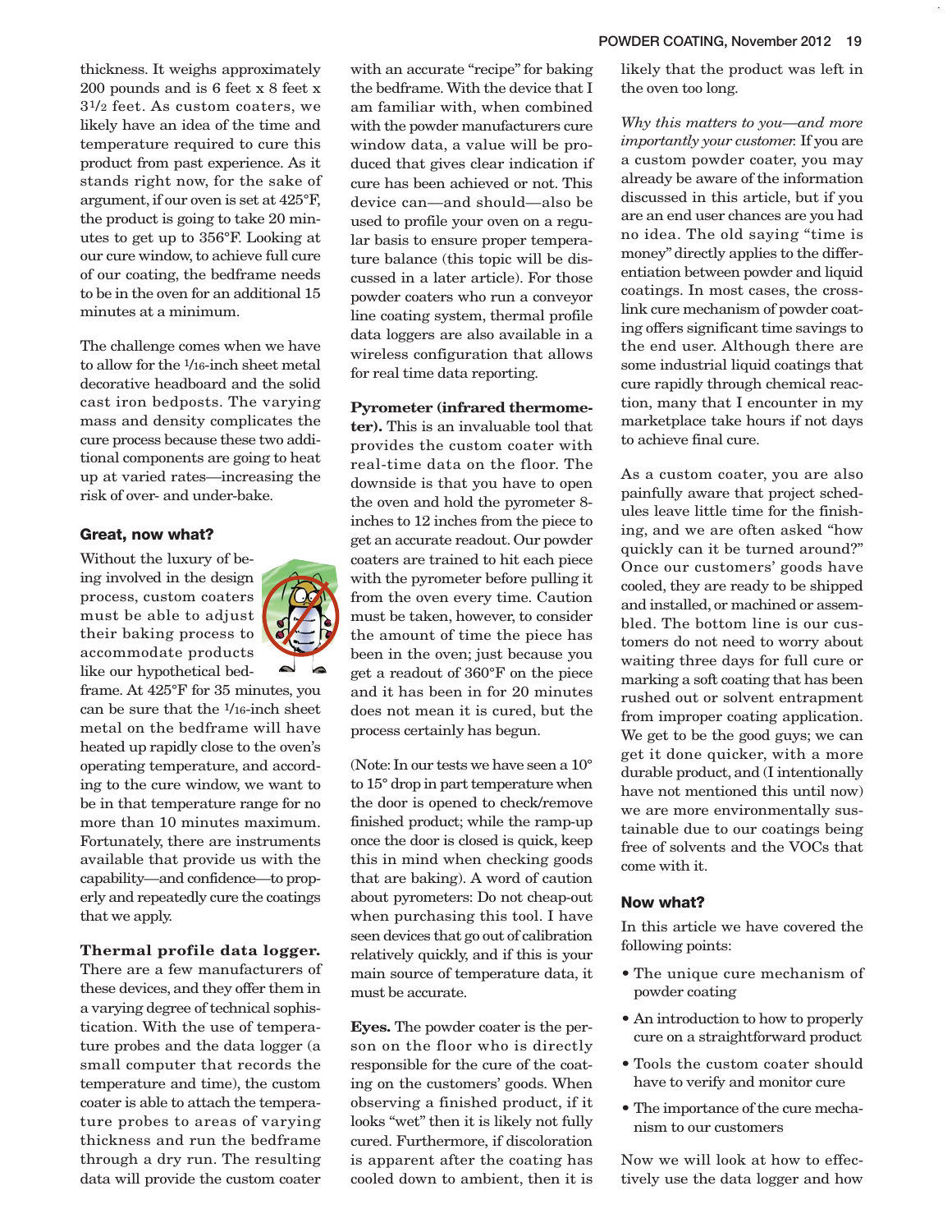thickness. It weighs approximately 200 pounds and is 6 feet x 8 feet x 3 1/2 feet. As custom coaters, we likely have an idea of the time and temperature required to cure this product from past experience. As it stands right now, for the sake of argument, if our oven is set at 425°F, the product is going to take 20 minutes to get up to 356°F. Looking at our cure window, to achieve full cure of our coating, the bedframe needs to be in the oven for an additional 15 minutes at a minimum.

The challenge comes when we have to allow for the 1/16-inch sheet metal decorative headboard and the solid cast iron bedposts. The varying mass and density complicates the cure process because these two additional components are going to heat up at varied rates—increasing the risk of over- and under-bake.

### Great, now what?

Without the luxury of being involved in the design process, custom coaters must be able to adjust their baking process to accommodate products like our hypothetical bedframe. At 425°F for 35 minutes, you can be sure that the 1/16-inch sheet metal on the bedframe will have heated up rapidly close to the oven's operating temperature, and according to the cure window, we want to be in that temperature range for no more than 10 minutes maximum. Fortunately, there are instruments available that provide us with the capability—and confidence—to properly and repeatedly cure the coatings that we apply.

**Thermal profile data logger.** There are a few manufacturers of these devices, and they offer them in a varying degree of technical sophistication. With the use of temperature probes and the data logger (a small computer that records the temperature and time), the custom coater is able to attach the temperature probes to areas of varying thickness and run the bedframe through a dry run. The resulting data will provide the custom coater with an accurate "recipe" for baking the bedframe. With the device that I am familiar with, when combined with the powder manufacturers cure window data, a value will be produced that gives clear indication if cure has been achieved or not. This device can—and should—also be used to profile your oven on a regular basis to ensure proper temperature balance (this topic will be discussed in a later article). For those powder coaters who run a conveyor line coating system, thermal profile data loggers are also available in a wireless configuration that allows for real time data reporting.

**Pyrometer (infrared thermometer).** This is an invaluable tool that provides the custom coater with real-time data on the floor. The downside is that you have to open the oven and hold the pyrometer 8-inches to 12 inches from the piece to get an accurate readout. Our powder coaters are trained to hit each piece with the pyrometer before pulling it from the oven every time. Caution must be taken, however, to consider the amount of time the piece has been in the oven; just because you get a readout of 360°F on the piece and it has been in for 20 minutes does not mean it is cured, but the process certainly has begun.

(Note: In our tests we have seen a 10° to 15° drop in part temperature when the door is opened to check/remove finished product; while the ramp-up once the door is closed is quick, keep this in mind when checking goods that are baking). A word of caution about pyrometers: Do not cheap-out when purchasing this tool. I have seen devices that go out of calibration relatively quickly, and if this is your main source of temperature data, it must be accurate.

**Eyes.** The powder coater is the person on the floor who is directly responsible for the cure of the coating on the customers' goods. When observing a finished product, if it looks "wet" then it is likely not fully cured. Furthermore, if discoloration is apparent after the coating has cooled down to ambient, then it is likely that the product was left in the oven too long.

*Why this matters to you—and more importantly your customer.* If you are a custom powder coater, you may already be aware of the information discussed in this article, but if you are an end user chances are you had no idea. The old saying "time is money" directly applies to the differentiation between powder and liquid coatings. In most cases, the crosslink cure mechanism of powder coating offers significant time savings to the end user. Although there are some industrial liquid coatings that cure rapidly through chemical reaction, many that I encounter in my marketplace take hours if not days to achieve final cure.

As a custom coater, you are also painfully aware that project schedules leave little time for the finishing, and we are often asked "how quickly can it be turned around?" Once our customers' goods have cooled, they are ready to be shipped and installed, or machined or assembled. The bottom line is our customers do not need to worry about waiting three days for full cure or marking a soft coating that has been rushed out or solvent entrapment from improper coating application. We get to be the good guys; we can get it done quicker, with a more durable product, and (I intentionally have not mentioned this until now) we are more environmentally sustainable due to our coatings being free of solvents and the VOCs that come with it.

### Now what?

In this article we have covered the following points:

- The unique cure mechanism of powder coating
- An introduction to how to properly cure on a straightforward product
- Tools the custom coater should have to verify and monitor cure
- The importance of the cure mechanism to our customers

Now we will look at how to effectively use the data logger and how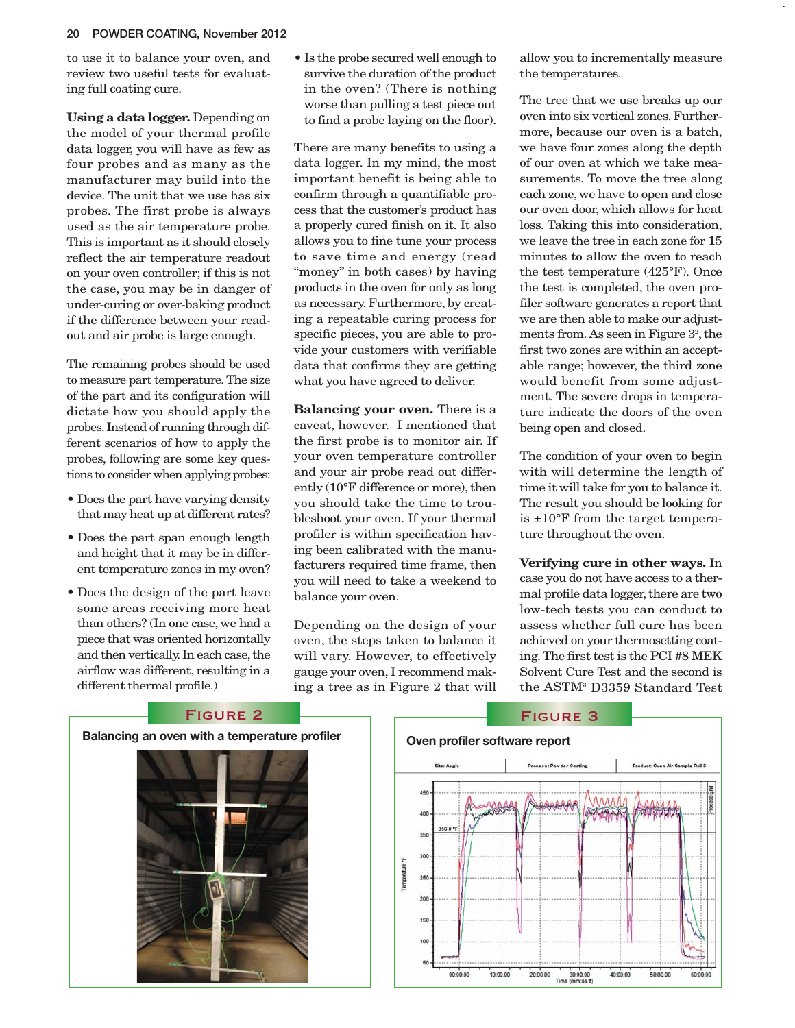to use it to balance your oven, and review two useful tests for evaluating full coating cure.

**Using a data logger.** Depending on the model of your thermal profile data logger, you will have as few as four probes and as many as the manufacturer may build into the device. The unit that we use has six probes. The first probe is always used as the air temperature probe. This is important as it should closely reflect the air temperature readout on your oven controller; if this is not the case, you may be in danger of under-curing or over-baking product if the difference between your readout and air probe is large enough.

The remaining probes should be used to measure part temperature. The size of the part and its configuration will dictate how you should apply the probes. Instead of running through different scenarios of how to apply the probes, following are some key questions to consider when applying probes:

- Does the part have varying density that may heat up at different rates?
- Does the part span enough length and height that it may be in different temperature zones in my oven?
- Does the design of the part leave some areas receiving more heat than others? (In one case, we had a piece that was oriented horizontally and then vertically. In each case, the airflow was different, resulting in a different thermal profile.)
- Is the probe secured well enough to survive the duration of the product in the oven? (There is nothing worse than pulling a test piece out to find a probe laying on the floor).

There are many benefits to using a data logger. In my mind, the most important benefit is being able to confirm through a quantifiable process that the customer's product has a properly cured finish on it. It also allows you to fine tune your process to save time and energy (read "money" in both cases) by having products in the oven for only as long as necessary. Furthermore, by creating a repeatable curing process for specific pieces, you are able to provide your customers with verifiable data that confirms they are getting what you have agreed to deliver.

**Balancing your oven.** There is a caveat, however. I mentioned that the first probe is to monitor air. If your oven temperature controller and your air probe read out differently (10°F difference or more), then you should take the time to troubleshoot your oven. If your thermal profiler is within specification having been calibrated with the manufacturers required time frame, then you will need to take a weekend to balance your oven.

Depending on the design of your oven, the steps taken to balance it will vary. However, to effectively gauge your oven, I recommend making a tree as in Figure 2 that will allow you to incrementally measure the temperatures.

The tree that we use breaks up our oven into six vertical zones. Furthermore, because our oven is a batch, we have four zones along the depth of our oven at which we take measurements. To move the tree along each zone, we have to open and close our oven door, which allows for heat loss. Taking this into consideration, we leave the tree in each zone for 15 minutes to allow the oven to reach the test temperature (425°F). Once the test is completed, the oven profiler software generates a report that we are then able to make our adjustments from. As seen in Figure 3[2], the first two zones are within an acceptable range; however, the third zone would benefit from some adjustment. The severe drops in temperature indicate the doors of the oven being open and closed.

The condition of your oven to begin with will determine the length of time it will take for you to balance it. The result you should be looking for is ±10°F from the target temperature throughout the oven.

**Verifying cure in other ways.** In case you do not have access to a thermal profile data logger, there are two low-tech tests you can conduct to assess whether full cure has been achieved on your thermosetting coating. The first test is the PCI #8 MEK Solvent Cure Test and the second is the ASTM[3] D3359 Standard Test

**FIGURE 2**

Balancing an oven with a temperature profiler

**FIGURE 3**

Oven profiler software report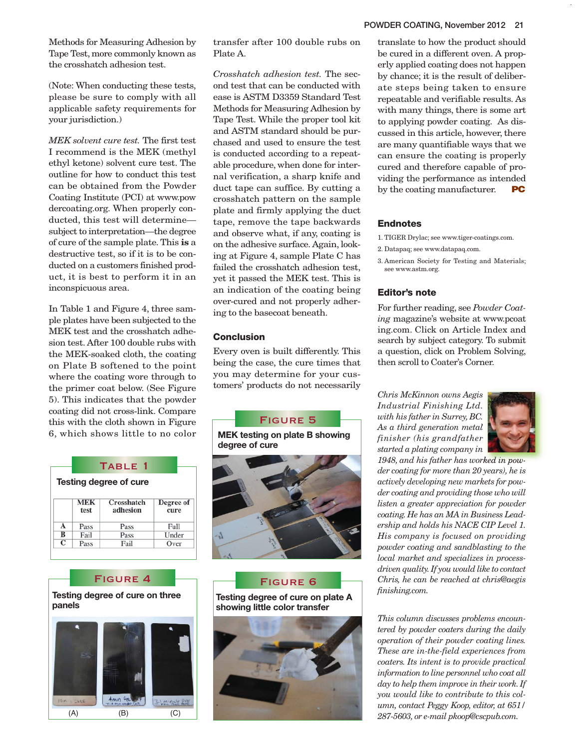Methods for Measuring Adhesion by Tape Test, more commonly known as the crosshatch adhesion test.

(Note: When conducting these tests, please be sure to comply with all applicable safety requirements for your jurisdiction.)

*MEK solvent cure test.* The first test I recommend is the MEK (methyl ethyl ketone) solvent cure test. The outline for how to conduct this test can be obtained from the Powder Coating Institute (PCI) at www.powdercoating.org. When properly conducted, this test will determine—subject to interpretation—the degree of cure of the sample plate. This **is** a destructive test, so if it is to be conducted on a customers finished product, it is best to perform it in an inconspicuous area.

In Table 1 and Figure 4, three sample plates have been subjected to the MEK test and the crosshatch adhesion test. After 100 double rubs with the MEK-soaked cloth, the coating on Plate B softened to the point where the coating wore through to the primer coat below. (See Figure 5). This indicates that the powder coating did not cross-link. Compare this with the cloth shown in Figure 6, which shows little to no color transfer after 100 double rubs on Plate A.

**Table 1**

Testing degree of cure

| | MEK test | Crosshatch adhesion | Degree of cure |
|---|---|---|---|
| A | Pass | Pass | Full |
| B | Fail | Pass | Under |
| C | Pass | Fail | Over |

**Figure 4**

Testing degree of cure on three panels

(A) (B) (C)

*Crosshatch adhesion test.* The second test that can be conducted with ease is ASTM D3359 Standard Test Methods for Measuring Adhesion by Tape Test. While the proper tool kit and ASTM standard should be purchased and used to ensure the test is conducted according to a repeatable procedure, when done for internal verification, a sharp knife and duct tape can suffice. By cutting a crosshatch pattern on the sample plate and firmly applying the duct tape, remove the tape backwards and observe what, if any, coating is on the adhesive surface. Again, looking at Figure 4, sample Plate C has failed the crosshatch adhesion test, yet it passed the MEK test. This is an indication of the coating being over-cured and not properly adhering to the basecoat beneath.

### Conclusion

Every oven is built differently. This being the case, the cure times that you may determine for your customers' products do not necessarily translate to how the product should be cured in a different oven. A properly applied coating does not happen by chance; it is the result of deliberate steps being taken to ensure repeatable and verifiable results. As with many things, there is some art to applying powder coating. As discussed in this article, however, there are many quantifiable ways that we can ensure the coating is properly cured and therefore capable of providing the performance as intended by the coating manufacturer. **PC**

**Figure 5**

MEK testing on plate B showing degree of cure

**Figure 6**

Testing degree of cure on plate A showing little color transfer

### Endnotes

1. TIGER Drylac; see www.tiger-coatings.com.
2. Datapaq; see www.datapaq.com.
3. American Society for Testing and Materials; see www.astm.org.

### Editor's note

For further reading, see *Powder Coating* magazine's website at www.pcoating.com. Click on Article Index and search by subject category. To submit a question, click on Problem Solving, then scroll to Coater's Corner.

*Chris McKinnon owns Aegis Industrial Finishing Ltd. with his father in Surrey, BC. As a third generation metal finisher (his grandfather started a plating company in 1948, and his father has worked in powder coating for more than 20 years), he is actively developing new markets for powder coating and providing those who will listen a greater appreciation for powder coating. He has an MA in Business Leadership and holds his NACE CIP Level 1. His company is focused on providing powder coating and sandblasting to the local market and specializes in process-driven quality. If you would like to contact Chris, he can be reached at chris@aegisfinishing.com.*

*This column discusses problems encountered by powder coaters during the daily operation of their powder coating lines. These are in-the-field experiences from coaters. Its intent is to provide practical information to line personnel who coat all day to help them improve in their work. If you would like to contribute to this column, contact Peggy Koop, editor, at 651/287-5603, or e-mail pkoop@cscpub.com.*